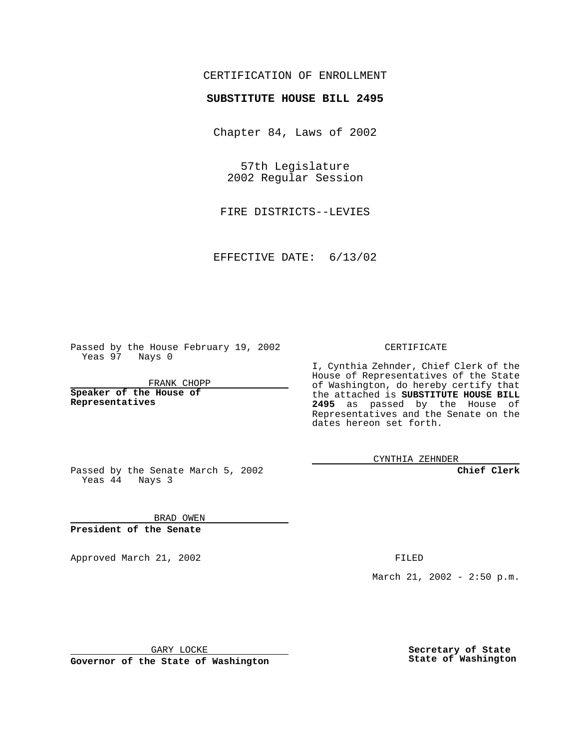CERTIFICATION OF ENROLLMENT

**SUBSTITUTE HOUSE BILL 2495**

Chapter 84, Laws of 2002

57th Legislature
2002 Regular Session

FIRE DISTRICTS--LEVIES

EFFECTIVE DATE: 6/13/02

Passed by the House February 19, 2002
Yeas 97 Nays 0

FRANK CHOPP

**Speaker of the House of Representatives**

Passed by the Senate March 5, 2002
Yeas 44 Nays 3

BRAD OWEN

**President of the Senate**

Approved March 21, 2002

GARY LOCKE

**Governor of the State of Washington**

CERTIFICATE

I, Cynthia Zehnder, Chief Clerk of the House of Representatives of the State of Washington, do hereby certify that the attached is **SUBSTITUTE HOUSE BILL 2495** as passed by the House of Representatives and the Senate on the dates hereon set forth.

CYNTHIA ZEHNDER

**Chief Clerk**

FILED

March 21, 2002 - 2:50 p.m.

**Secretary of State**
**State of Washington**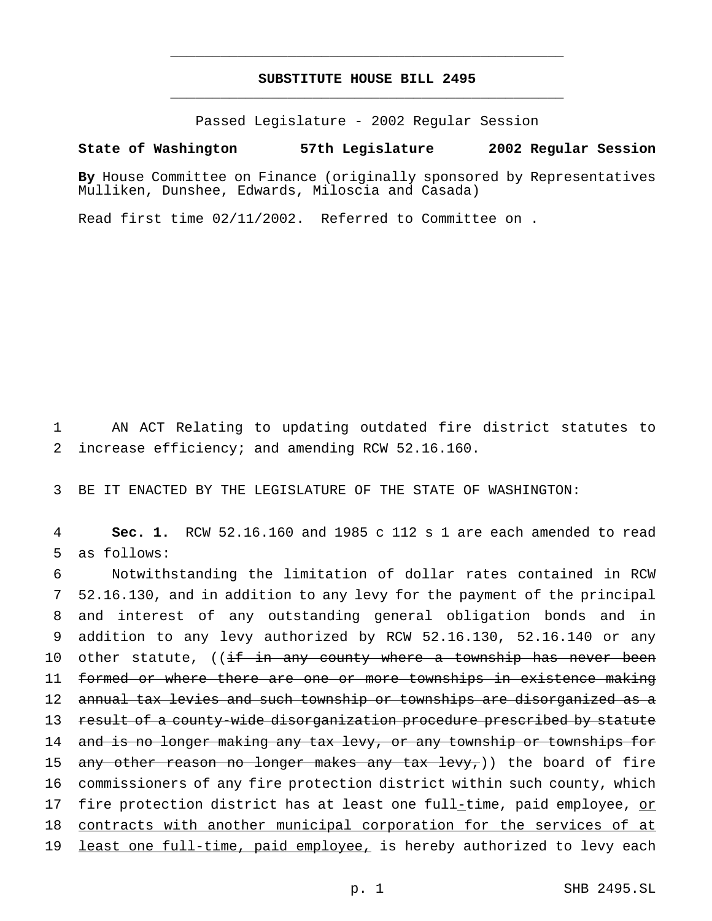# SUBSTITUTE HOUSE BILL 2495

Passed Legislature - 2002 Regular Session

**State of Washington 57th Legislature 2002 Regular Session**

**By** House Committee on Finance (originally sponsored by Representatives Mulliken, Dunshee, Edwards, Miloscia and Casada)

Read first time 02/11/2002. Referred to Committee on .

AN ACT Relating to updating outdated fire district statutes to increase efficiency; and amending RCW 52.16.160.

BE IT ENACTED BY THE LEGISLATURE OF THE STATE OF WASHINGTON:

**Sec. 1.** RCW 52.16.160 and 1985 c 112 s 1 are each amended to read as follows:

Notwithstanding the limitation of dollar rates contained in RCW 52.16.130, and in addition to any levy for the payment of the principal and interest of any outstanding general obligation bonds and in addition to any levy authorized by RCW 52.16.130, 52.16.140 or any other statute, ((~~if in any county where a township has never been formed or where there are one or more townships in existence making annual tax levies and such township or townships are disorganized as a result of a county-wide disorganization procedure prescribed by statute and is no longer making any tax levy, or any township or townships for any other reason no longer makes any tax levy,~~)) the board of fire commissioners of any fire protection district within such county, which fire protection district has at least one full<u>-</u>time, paid employee, <u>or contracts with another municipal corporation for the services of at least one full-time, paid employee,</u> is hereby authorized to levy each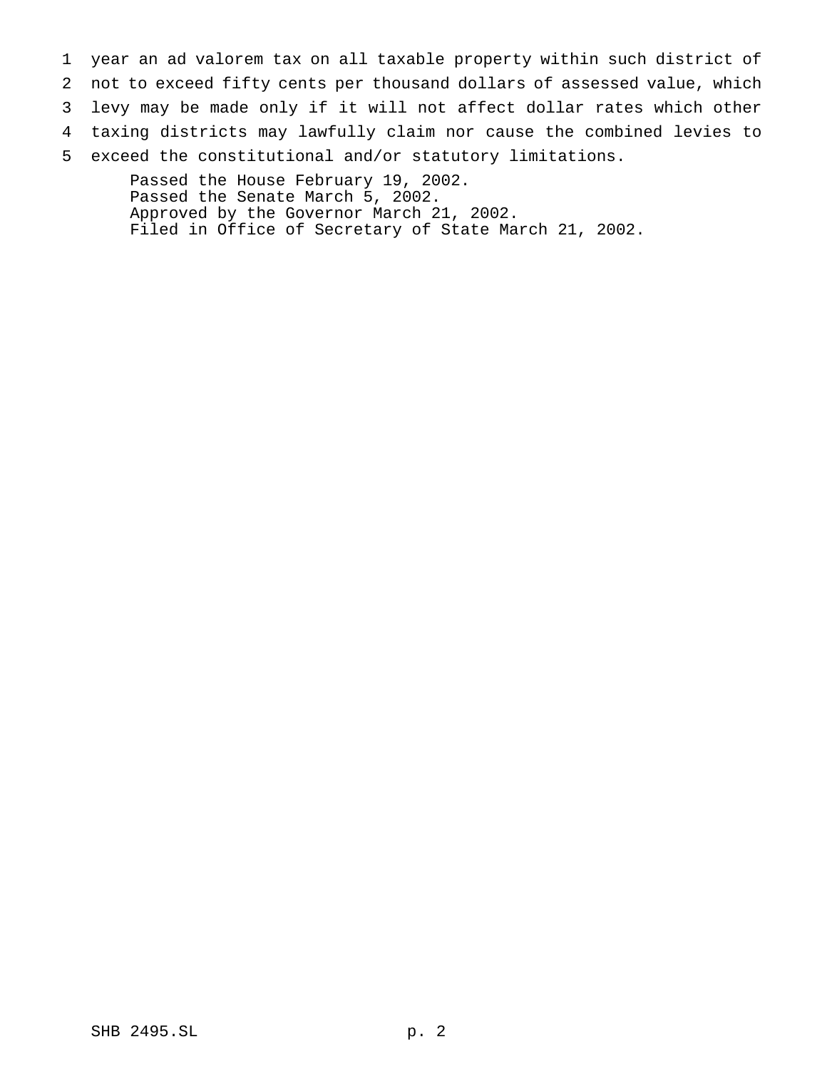year an ad valorem tax on all taxable property within such district of not to exceed fifty cents per thousand dollars of assessed value, which levy may be made only if it will not affect dollar rates which other taxing districts may lawfully claim nor cause the combined levies to exceed the constitutional and/or statutory limitations.

Passed the House February 19, 2002.
Passed the Senate March 5, 2002.
Approved by the Governor March 21, 2002.
Filed in Office of Secretary of State March 21, 2002.